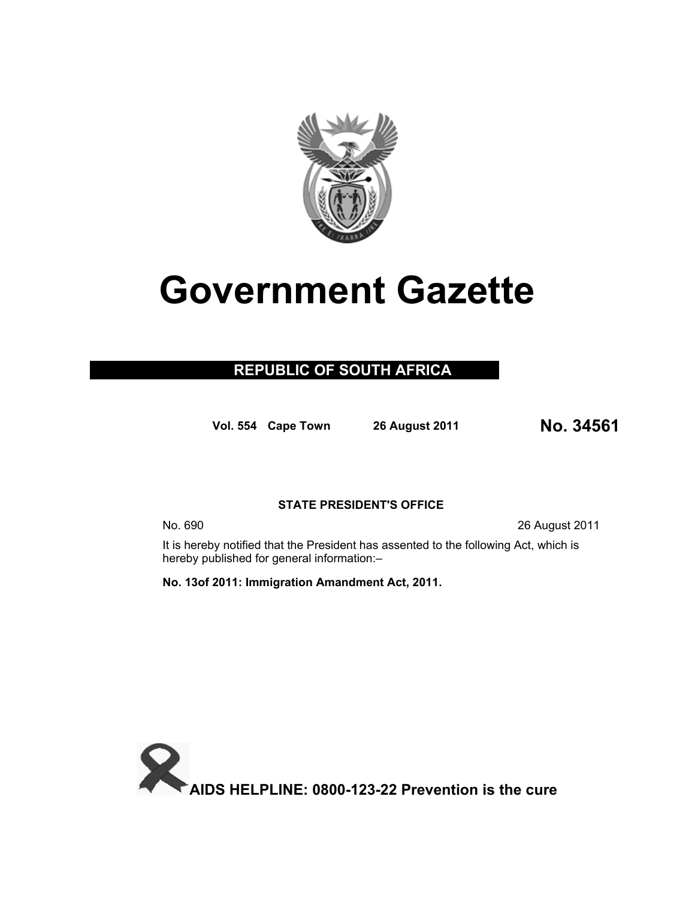# Government Gazette

## REPUBLIC OF SOUTH AFRICA

**Vol. 554 Cape Town 26 August 2011** **No. 34561**

**STATE PRESIDENT'S OFFICE**

No. 690 26 August 2011

It is hereby notified that the President has assented to the following Act, which is hereby published for general information:–

**No. 13of 2011: Immigration Amandment Act, 2011.**

**AIDS HELPLINE: 0800-123-22 Prevention is the cure**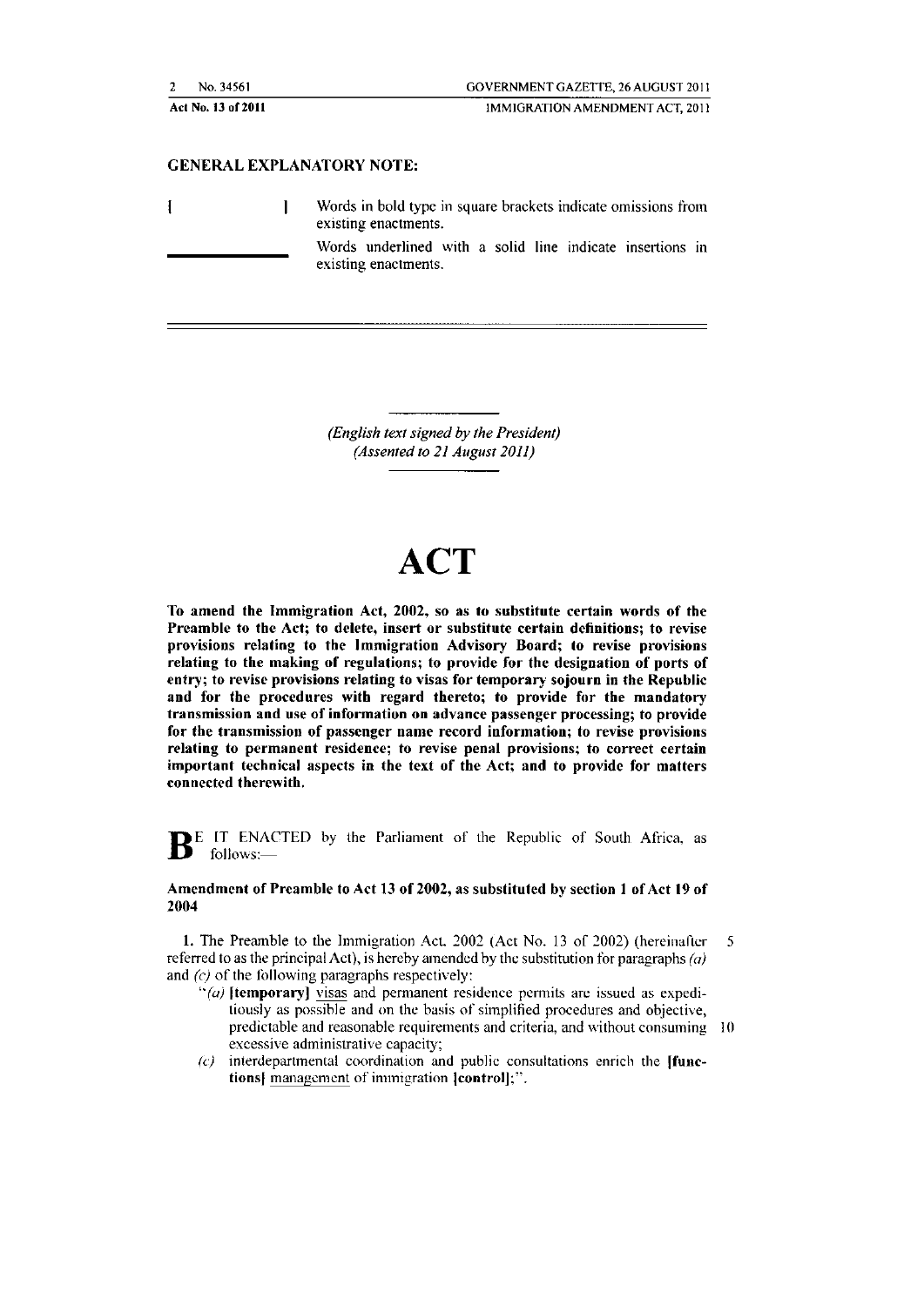## GENERAL EXPLANATORY NOTE:

[ ] Words in bold type in square brackets indicate omissions from existing enactments.

\_\_\_\_\_\_\_\_ Words underlined with a solid line indicate insertions in existing enactments.

*(English text signed by the President)*
*(Assented to 21 August 2011)*

# ACT

**To amend the Immigration Act, 2002, so as to substitute certain words of the Preamble to the Act; to delete, insert or substitute certain definitions; to revise provisions relating to the Immigration Advisory Board; to revise provisions relating to the making of regulations; to provide for the designation of ports of entry; to revise provisions relating to visas for temporary sojourn in the Republic and for the procedures with regard thereto; to provide for the mandatory transmission and use of information on advance passenger processing; to provide for the transmission of passenger name record information; to revise provisions relating to permanent residence; to revise penal provisions; to correct certain important technical aspects in the text of the Act; and to provide for matters connected therewith.**

BE IT ENACTED by the Parliament of the Republic of South Africa, as follows:—

### Amendment of Preamble to Act 13 of 2002, as substituted by section 1 of Act 19 of 2004

1. The Preamble to the Immigration Act, 2002 (Act No. 13 of 2002) (hereinafter referred to as the principal Act), is hereby amended by the substitution for paragraphs *(a)* and *(c)* of the following paragraphs respectively:

"*(a)* **[temporary]** <u>visas</u> and permanent residence permits are issued as expeditiously as possible and on the basis of simplified procedures and objective, predictable and reasonable requirements and criteria, and without consuming excessive administrative capacity;

*(c)* interdepartmental coordination and public consultations enrich the **[functions]** <u>management</u> of immigration **[control]**;".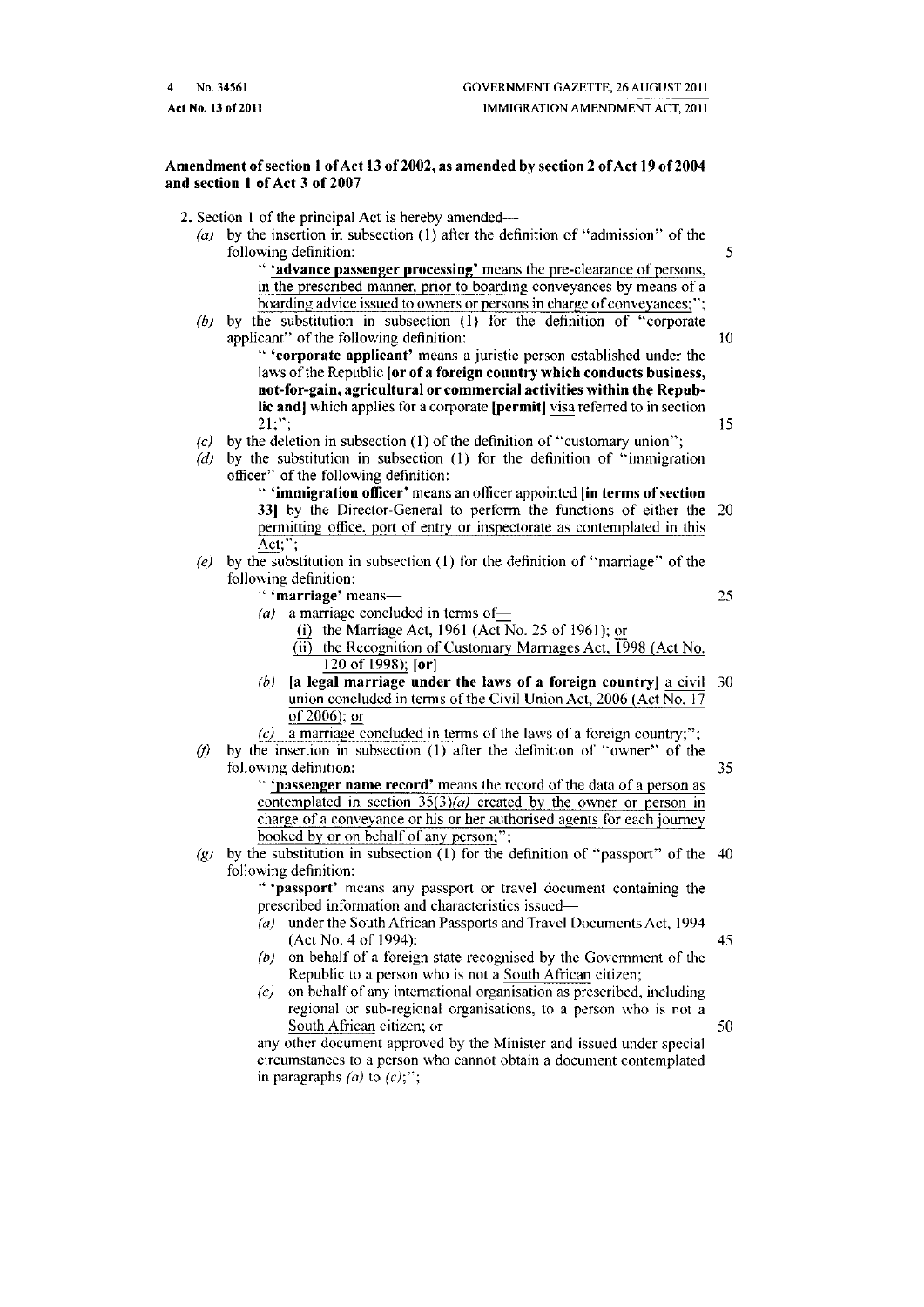**Amendment of section 1 of Act 13 of 2002, as amended by section 2 of Act 19 of 2004 and section 1 of Act 3 of 2007**

**2.** Section 1 of the principal Act is hereby amended—

*(a)* by the insertion in subsection (1) after the definition of "admission" of the following definition:

" **'advance passenger processing'** means the pre-clearance of persons, in the prescribed manner, prior to boarding conveyances by means of a boarding advice issued to owners or persons in charge of conveyances;";

*(b)* by the substitution in subsection (1) for the definition of "corporate applicant" of the following definition:

" **'corporate applicant'** means a juristic person established under the laws of the Republic **[or of a foreign country which conducts business, not-for-gain, agricultural or commercial activities within the Republic and]** which applies for a corporate **[permit]** visa referred to in section 21;";

*(c)* by the deletion in subsection (1) of the definition of "customary union";

*(d)* by the substitution in subsection (1) for the definition of "immigration officer" of the following definition:

" **'immigration officer'** means an officer appointed **[in terms of section 33]** by the Director-General to perform the functions of either the permitting office, port of entry or inspectorate as contemplated in this Act;";

*(e)* by the substitution in subsection (1) for the definition of "marriage" of the following definition:

" **'marriage'** means—

*(a)* a marriage concluded in terms of—

(i) the Marriage Act, 1961 (Act No. 25 of 1961); or

(ii) the Recognition of Customary Marriages Act, 1998 (Act No. 120 of 1998); **[or]**

*(b)* **[a legal marriage under the laws of a foreign country]** a civil union concluded in terms of the Civil Union Act, 2006 (Act No. 17 of 2006); or

*(c)* a marriage concluded in terms of the laws of a foreign country;";

*(f)* by the insertion in subsection (1) after the definition of "owner" of the following definition:

" **'passenger name record'** means the record of the data of a person as contemplated in section 35(3)*(a)* created by the owner or person in charge of a conveyance or his or her authorised agents for each journey booked by or on behalf of any person;";

*(g)* by the substitution in subsection (1) for the definition of "passport" of the following definition:

" **'passport'** means any passport or travel document containing the prescribed information and characteristics issued—

*(a)* under the South African Passports and Travel Documents Act, 1994 (Act No. 4 of 1994);

*(b)* on behalf of a foreign state recognised by the Government of the Republic to a person who is not a South African citizen;

*(c)* on behalf of any international organisation as prescribed, including regional or sub-regional organisations, to a person who is not a South African citizen; or

any other document approved by the Minister and issued under special circumstances to a person who cannot obtain a document contemplated in paragraphs *(a)* to *(c)*;";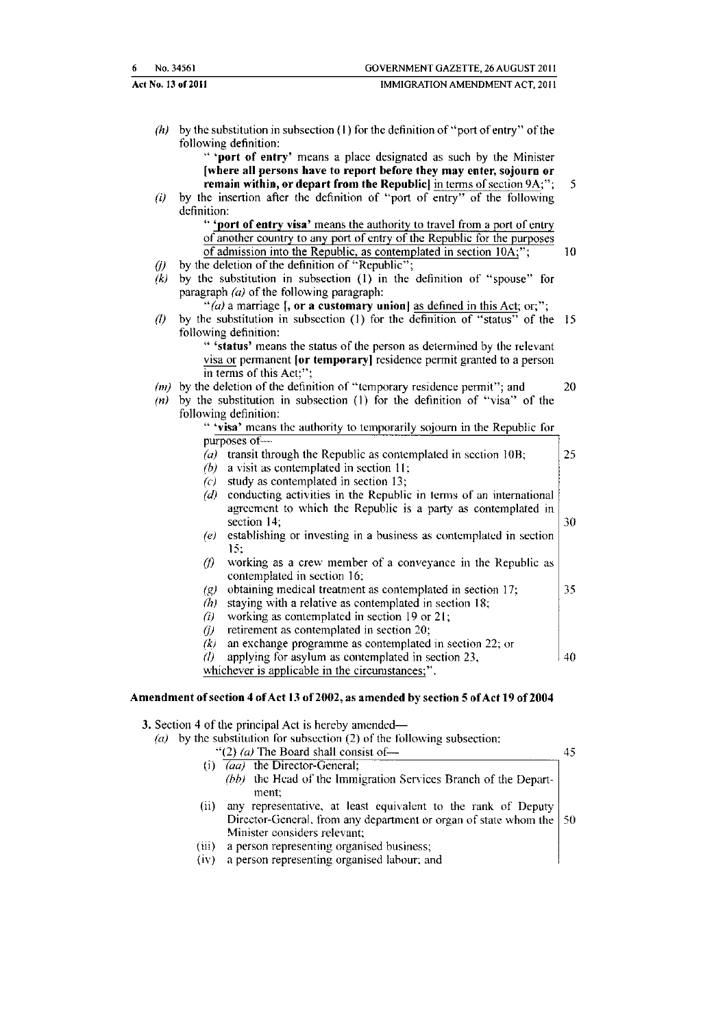(*h*) by the substitution in subsection (1) for the definition of "port of entry" of the following definition:

" **'port of entry'** means a place designated as such by the Minister **[where all persons have to report before they may enter, sojourn or remain within, or depart from the Republic]** in terms of section 9A;";

(*i*) by the insertion after the definition of "port of entry" of the following definition:

" **'port of entry visa'** means the authority to travel from a port of entry of another country to any port of entry of the Republic for the purposes of admission into the Republic, as contemplated in section 10A;";

(*j*) by the deletion of the definition of "Republic";

(*k*) by the substitution in subsection (1) in the definition of "spouse" for paragraph (*a*) of the following paragraph:

"(*a*) a marriage **[, or a customary union]** as defined in this Act; or;";

(*l*) by the substitution in subsection (1) for the definition of "status" of the following definition:

" **'status'** means the status of the person as determined by the relevant visa or permanent **[or temporary]** residence permit granted to a person in terms of this Act;";

(*m*) by the deletion of the definition of "temporary residence permit"; and

(*n*) by the substitution in subsection (1) for the definition of "visa" of the following definition:

" **'visa'** means the authority to temporarily sojourn in the Republic for purposes of—

(*a*) transit through the Republic as contemplated in section 10B;

(*b*) a visit as contemplated in section 11;

(*c*) study as contemplated in section 13;

(*d*) conducting activities in the Republic in terms of an international agreement to which the Republic is a party as contemplated in section 14;

(*e*) establishing or investing in a business as contemplated in section 15;

(*f*) working as a crew member of a conveyance in the Republic as contemplated in section 16;

(*g*) obtaining medical treatment as contemplated in section 17;

(*h*) staying with a relative as contemplated in section 18;

(*i*) working as contemplated in section 19 or 21;

(*j*) retirement as contemplated in section 20;

(*k*) an exchange programme as contemplated in section 22; or

(*l*) applying for asylum as contemplated in section 23,

whichever is applicable in the circumstances;".

**Amendment of section 4 of Act 13 of 2002, as amended by section 5 of Act 19 of 2004**

**3.** Section 4 of the principal Act is hereby amended—

(*a*) by the substitution for subsection (2) of the following subsection:

"(2) (*a*) The Board shall consist of—

(i) (*aa*) the Director-General;

(*bb*) the Head of the Immigration Services Branch of the Department;

(ii) any representative, at least equivalent to the rank of Deputy Director-General, from any department or organ of state whom the Minister considers relevant;

(iii) a person representing organised business;

(iv) a person representing organised labour; and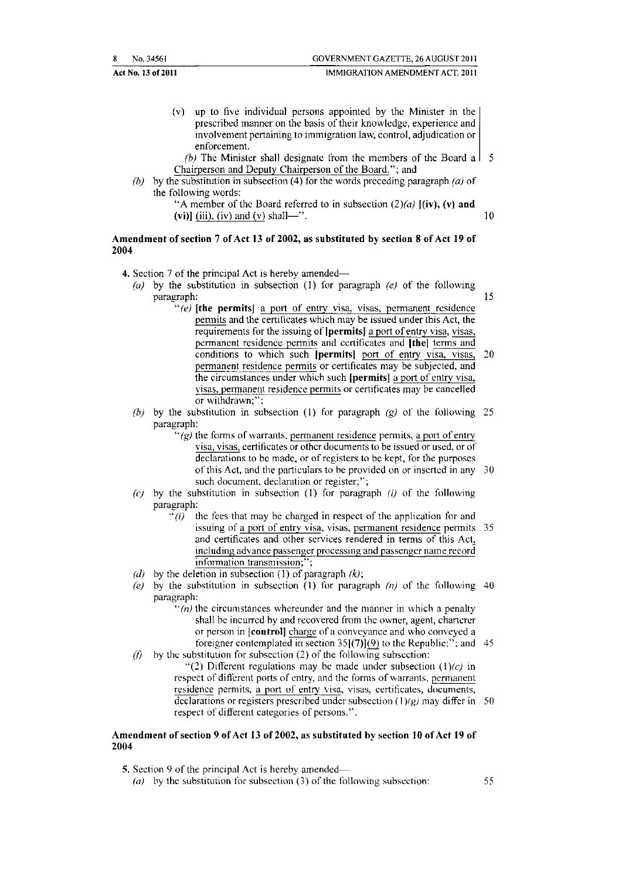(v) up to five individual persons appointed by the Minister in the prescribed manner on the basis of their knowledge, experience and involvement pertaining to immigration law, control, adjudication or enforcement.

*(b)* The Minister shall designate from the members of the Board a Chairperson and Deputy Chairperson of the Board."; and

*(b)* by the substitution in subsection (4) for the words preceding paragraph *(a)* of the following words:

"A member of the Board referred to in subsection (2)*(a)* **[(iv), (v) and (vi)]** (iii), (iv) and (v) shall—".

### Amendment of section 7 of Act 13 of 2002, as substituted by section 8 of Act 19 of 2004

**4.** Section 7 of the principal Act is hereby amended—

*(a)* by the substitution in subsection (1) for paragraph *(e)* of the following paragraph:

"*(e)* **[the permits]** a port of entry visa, visas, permanent residence permits and the certificates which may be issued under this Act, the requirements for the issuing of **[permits]** a port of entry visa, visas, permanent residence permits and certificates and **[the]** terms and conditions to which such **[permits]** port of entry visa, visas, permanent residence permits or certificates may be subjected, and the circumstances under which such **[permits]** a port of entry visa, visas, permanent residence permits or certificates may be cancelled or withdrawn;";

*(b)* by the substitution in subsection (1) for paragraph *(g)* of the following paragraph:

"*(g)* the forms of warrants, permanent residence permits, a port of entry visa, visas, certificates or other documents to be issued or used, or of declarations to be made, or of registers to be kept, for the purposes of this Act, and the particulars to be provided on or inserted in any such document, declaration or register;";

*(c)* by the substitution in subsection (1) for paragraph *(i)* of the following paragraph:

"*(i)* the fees that may be charged in respect of the application for and issuing of a port of entry visa, visas, permanent residence permits and certificates and other services rendered in terms of this Act, including advance passenger processing and passenger name record information transmission;";

*(d)* by the deletion in subsection (1) of paragraph *(k)*;

*(e)* by the substitution in subsection (1) for paragraph *(n)* of the following paragraph:

"*(n)* the circumstances whereunder and the manner in which a penalty shall be incurred by and recovered from the owner, agent, charterer or person in **[control]** charge of a conveyance and who conveyed a foreigner contemplated in section 35**[(7)]**(9) to the Republic;"; and

*(f)* by the substitution for subsection (2) of the following subsection:

"(2) Different regulations may be made under subsection (1)*(c)* in respect of different ports of entry, and the forms of warrants, permanent residence permits, a port of entry visa, visas, certificates, documents, declarations or registers prescribed under subsection (1)*(g)* may differ in respect of different categories of persons.".

### Amendment of section 9 of Act 13 of 2002, as substituted by section 10 of Act 19 of 2004

**5.** Section 9 of the principal Act is hereby amended—

*(a)* by the substitution for subsection (3) of the following subsection: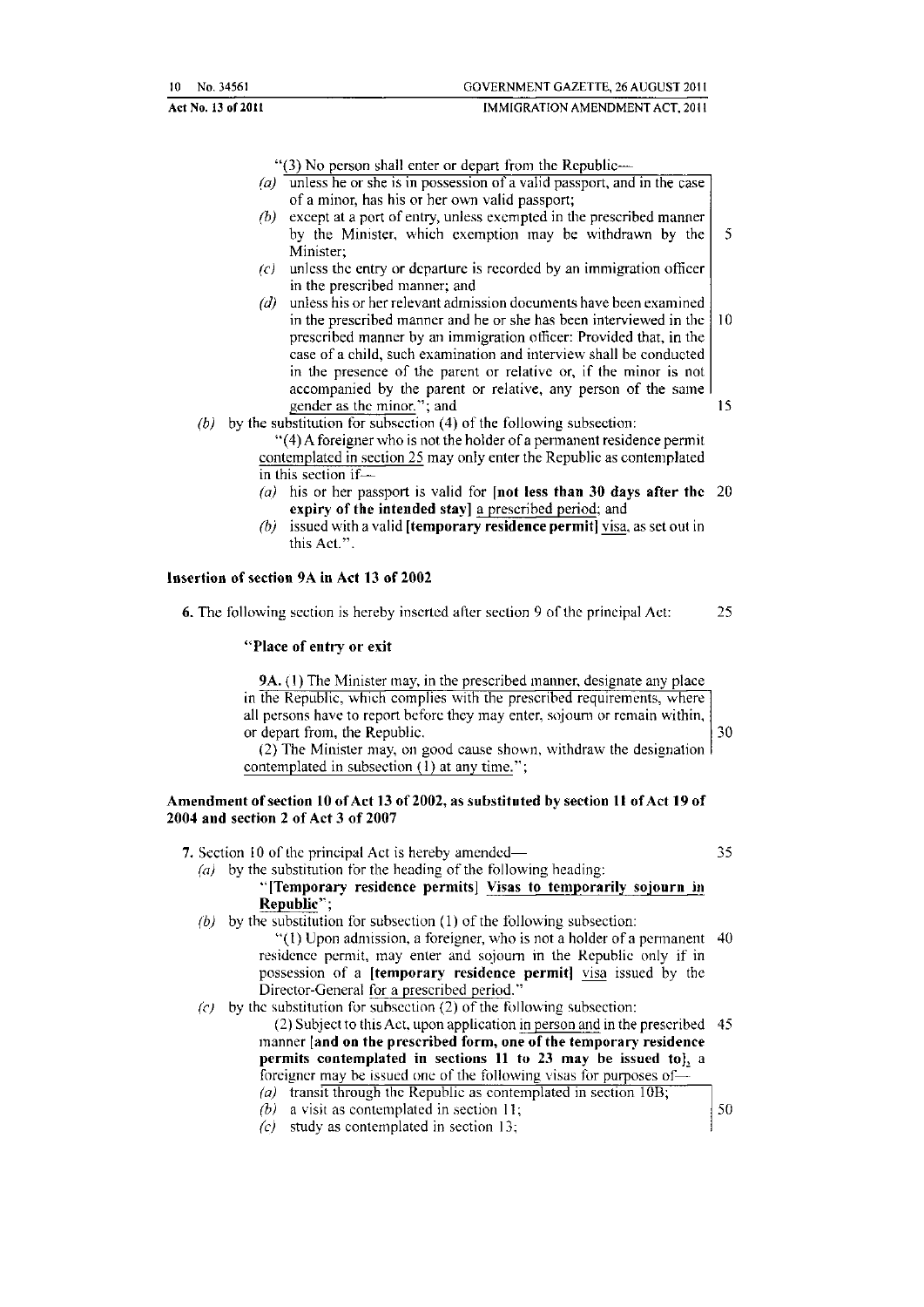"(3) No person shall enter or depart from the Republic—

*(a)* unless he or she is in possession of a valid passport, and in the case of a minor, has his or her own valid passport;

*(b)* except at a port of entry, unless exempted in the prescribed manner by the Minister, which exemption may be withdrawn by the Minister;

*(c)* unless the entry or departure is recorded by an immigration officer in the prescribed manner; and

*(d)* unless his or her relevant admission documents have been examined in the prescribed manner and he or she has been interviewed in the prescribed manner by an immigration officer: Provided that, in the case of a child, such examination and interview shall be conducted in the presence of the parent or relative or, if the minor is not accompanied by the parent or relative, any person of the same gender as the minor."; and

*(b)* by the substitution for subsection (4) of the following subsection:

"(4) A foreigner who is not the holder of a permanent residence permit contemplated in section 25 may only enter the Republic as contemplated in this section if—

*(a)* his or her passport is valid for **[not less than 30 days after the expiry of the intended stay]** a prescribed period; and

*(b)* issued with a valid **[temporary residence permit]** visa, as set out in this Act.".

**Insertion of section 9A in Act 13 of 2002**

**6.** The following section is hereby inserted after section 9 of the principal Act:

**"Place of entry or exit**

**9A.** (1) The Minister may, in the prescribed manner, designate any place in the Republic, which complies with the prescribed requirements, where all persons have to report before they may enter, sojourn or remain within, or depart from, the Republic.

(2) The Minister may, on good cause shown, withdraw the designation contemplated in subsection (1) at any time.";

**Amendment of section 10 of Act 13 of 2002, as substituted by section 11 of Act 19 of 2004 and section 2 of Act 3 of 2007**

**7.** Section 10 of the principal Act is hereby amended—

*(a)* by the substitution for the heading of the following heading:

**"[Temporary residence permits] Visas to temporarily sojourn in Republic"**;

*(b)* by the substitution for subsection (1) of the following subsection:

"(1) Upon admission, a foreigner, who is not a holder of a permanent residence permit, may enter and sojourn in the Republic only if in possession of a **[temporary residence permit]** visa issued by the Director-General for a prescribed period."

*(c)* by the substitution for subsection (2) of the following subsection:

(2) Subject to this Act, upon application in person and in the prescribed manner **[and on the prescribed form, one of the temporary residence permits contemplated in sections 11 to 23 may be issued to]**, a foreigner may be issued one of the following visas for purposes of—

*(a)* transit through the Republic as contemplated in section 10B;

*(b)* a visit as contemplated in section 11;

*(c)* study as contemplated in section 13;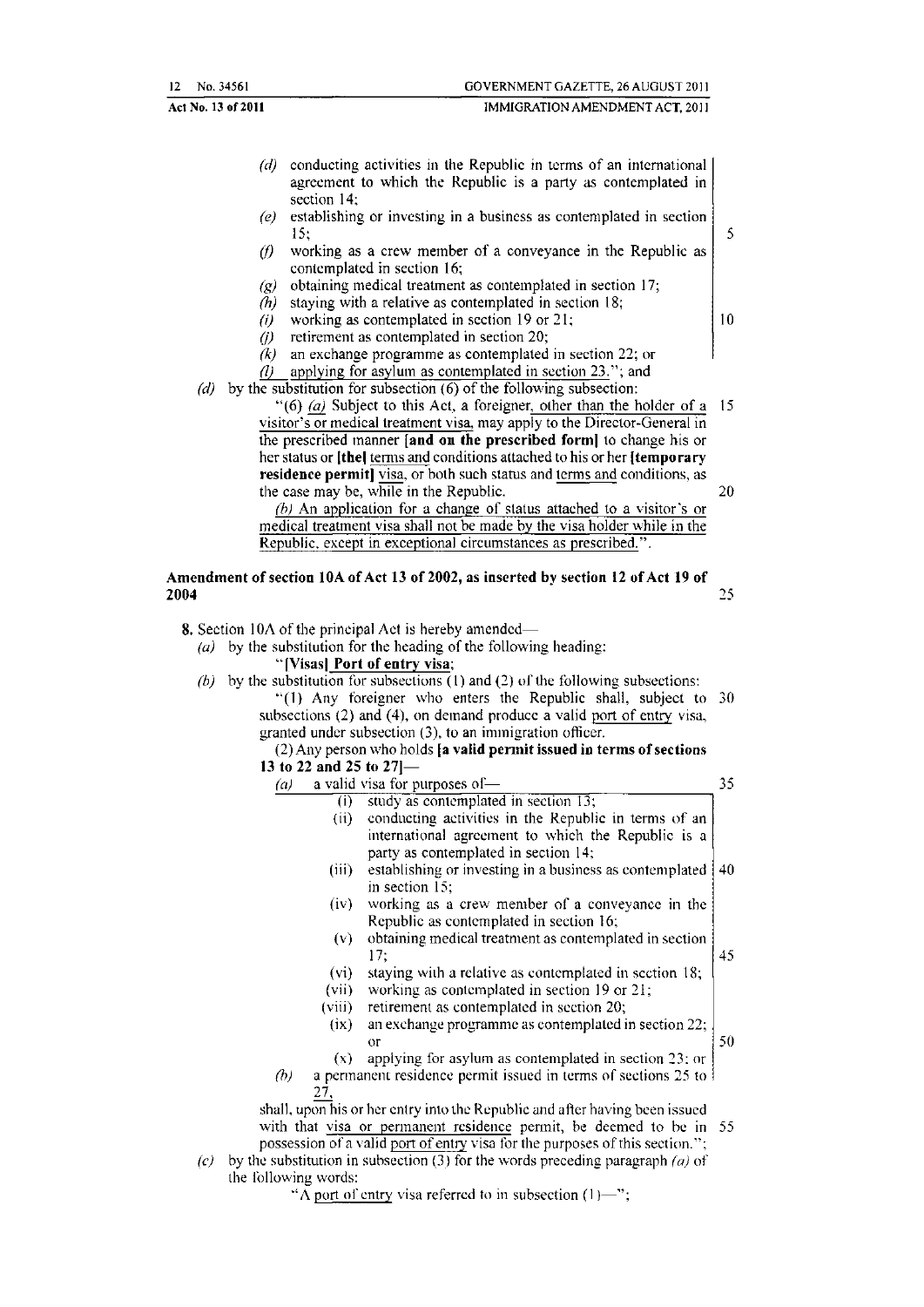(*d*) conducting activities in the Republic in terms of an international agreement to which the Republic is a party as contemplated in section 14;

(*e*) establishing or investing in a business as contemplated in section 15;

(*f*) working as a crew member of a conveyance in the Republic as contemplated in section 16;

(*g*) obtaining medical treatment as contemplated in section 17;

(*h*) staying with a relative as contemplated in section 18;

(*i*) working as contemplated in section 19 or 21;

(*j*) retirement as contemplated in section 20;

(*k*) an exchange programme as contemplated in section 22; or

(*l*) applying for asylum as contemplated in section 23."; and

(*d*) by the substitution for subsection (6) of the following subsection:

"(6) (*a*) Subject to this Act, a foreigner, other than the holder of a visitor's or medical treatment visa, may apply to the Director-General in the prescribed manner **[and on the prescribed form]** to change his or her status or **[the]** terms and conditions attached to his or her **[temporary residence permit]** visa, or both such status and terms and conditions, as the case may be, while in the Republic.

(*b*) An application for a change of status attached to a visitor's or medical treatment visa shall not be made by the visa holder while in the Republic, except in exceptional circumstances as prescribed.".

**Amendment of section 10A of Act 13 of 2002, as inserted by section 12 of Act 19 of 2004**

**8.** Section 10A of the principal Act is hereby amended—

(*a*) by the substitution for the heading of the following heading:

"**[Visas] Port of entry visa**;

(*b*) by the substitution for subsections (1) and (2) of the following subsections:

"(1) Any foreigner who enters the Republic shall, subject to subsections (2) and (4), on demand produce a valid port of entry visa, granted under subsection (3), to an immigration officer.

(2) Any person who holds **[a valid permit issued in terms of sections 13 to 22 and 25 to 27]**—

(*a*) a valid visa for purposes of—

(i) study as contemplated in section 13;

(ii) conducting activities in the Republic in terms of an international agreement to which the Republic is a party as contemplated in section 14;

(iii) establishing or investing in a business as contemplated in section 15;

(iv) working as a crew member of a conveyance in the Republic as contemplated in section 16;

(v) obtaining medical treatment as contemplated in section 17;

(vi) staying with a relative as contemplated in section 18;

(vii) working as contemplated in section 19 or 21;

(viii) retirement as contemplated in section 20;

(ix) an exchange programme as contemplated in section 22; or

(x) applying for asylum as contemplated in section 23; or

(*b*) a permanent residence permit issued in terms of sections 25 to 27,

shall, upon his or her entry into the Republic and after having been issued with that visa or permanent residence permit, be deemed to be in possession of a valid port of entry visa for the purposes of this section.";

(*c*) by the substitution in subsection (3) for the words preceding paragraph (*a*) of the following words:

"A port of entry visa referred to in subsection (1)—";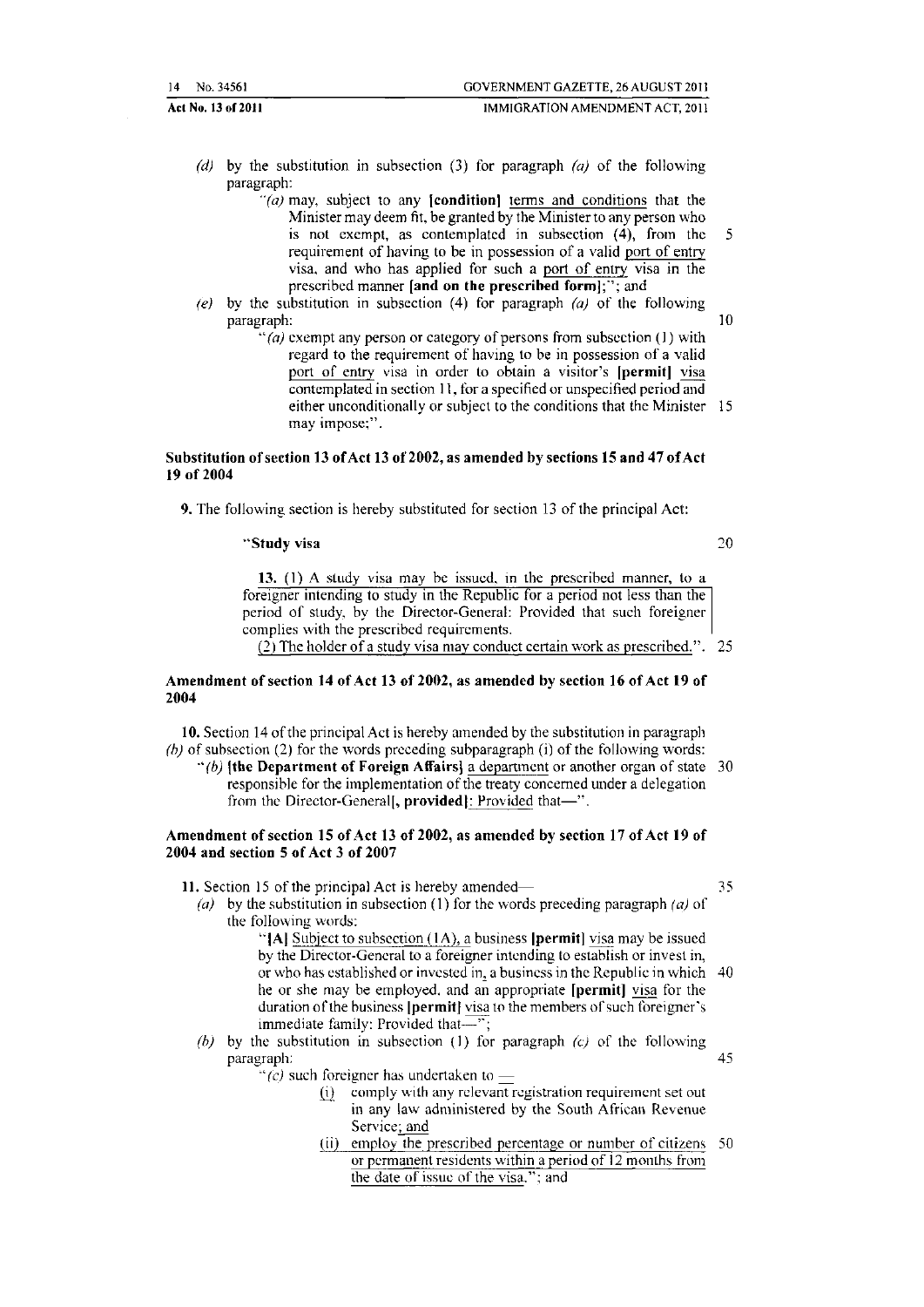(*d*) by the substitution in subsection (3) for paragraph *(a)* of the following paragraph:

"*(a)* may, subject to any **[condition]** terms and conditions that the Minister may deem fit, be granted by the Minister to any person who is not exempt, as contemplated in subsection (4), from the requirement of having to be in possession of a valid port of entry visa, and who has applied for such a port of entry visa in the prescribed manner **[and on the prescribed form]**;"; and

(*e*) by the substitution in subsection (4) for paragraph *(a)* of the following paragraph:

"*(a)* exempt any person or category of persons from subsection (1) with regard to the requirement of having to be in possession of a valid port of entry visa in order to obtain a visitor's **[permit]** visa contemplated in section 11, for a specified or unspecified period and either unconditionally or subject to the conditions that the Minister may impose;".

**Substitution of section 13 of Act 13 of 2002, as amended by sections 15 and 47 of Act 19 of 2004**

**9.** The following section is hereby substituted for section 13 of the principal Act:

"**Study visa**

**13.** (1) A study visa may be issued, in the prescribed manner, to a foreigner intending to study in the Republic for a period not less than the period of study, by the Director-General: Provided that such foreigner complies with the prescribed requirements.

(2) The holder of a study visa may conduct certain work as prescribed.".

**Amendment of section 14 of Act 13 of 2002, as amended by section 16 of Act 19 of 2004**

**10.** Section 14 of the principal Act is hereby amended by the substitution in paragraph *(b)* of subsection (2) for the words preceding subparagraph (i) of the following words:

"*(b)* **[the Department of Foreign Affairs]** a department or another organ of state responsible for the implementation of the treaty concerned under a delegation from the Director-General**[, provided]**: Provided that—".

**Amendment of section 15 of Act 13 of 2002, as amended by section 17 of Act 19 of 2004 and section 5 of Act 3 of 2007**

**11.** Section 15 of the principal Act is hereby amended—

(*a*) by the substitution in subsection (1) for the words preceding paragraph *(a)* of the following words:

"**[A]** Subject to subsection (1A), a business **[permit]** visa may be issued by the Director-General to a foreigner intending to establish or invest in, or who has established or invested in, a business in the Republic in which he or she may be employed, and an appropriate **[permit]** visa for the duration of the business **[permit]** visa to the members of such foreigner's immediate family: Provided that—";

(*b*) by the substitution in subsection (1) for paragraph *(c)* of the following paragraph:

"*(c)* such foreigner has undertaken to —

(i) comply with any relevant registration requirement set out in any law administered by the South African Revenue Service; and

(ii) employ the prescribed percentage or number of citizens or permanent residents within a period of 12 months from the date of issue of the visa."; and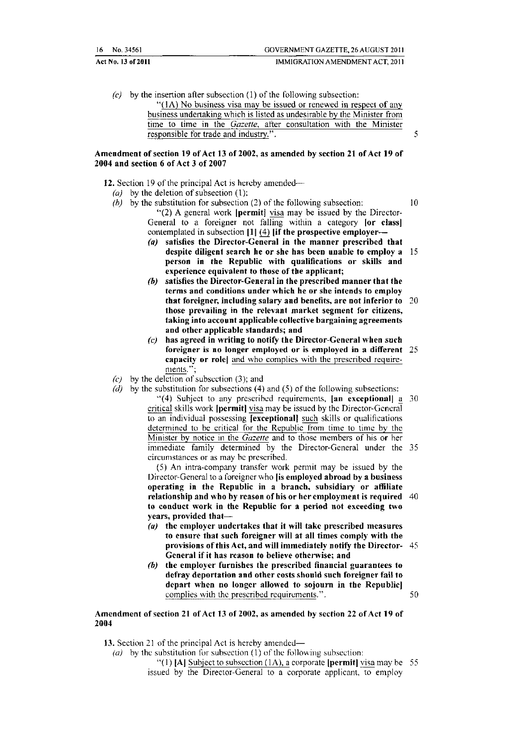(c) by the insertion after subsection (1) of the following subsection:

"(1A) No business visa may be issued or renewed in respect of any business undertaking which is listed as undesirable by the Minister from time to time in the *Gazette*, after consultation with the Minister responsible for trade and industry.".

**Amendment of section 19 of Act 13 of 2002, as amended by section 21 of Act 19 of 2004 and section 6 of Act 3 of 2007**

**12.** Section 19 of the principal Act is hereby amended—

(a) by the deletion of subsection (1);

(b) by the substitution for subsection (2) of the following subsection:

"(2) A general work **[permit]** visa may be issued by the Director-General to a foreigner not falling within a category **[or class]** contemplated in subsection **[1]** (4) **[if the prospective employer—**

**(a) satisfies the Director-General in the manner prescribed that despite diligent search he or she has been unable to employ a person in the Republic with qualifications or skills and experience equivalent to those of the applicant;**

**(b) satisfies the Director-General in the prescribed manner that the terms and conditions under which he or she intends to employ that foreigner, including salary and benefits, are not inferior to those prevailing in the relevant market segment for citizens, taking into account applicable collective bargaining agreements and other applicable standards; and**

**(c) has agreed in writing to notify the Director-General when such foreigner is no longer employed or is employed in a different capacity or role]** and who complies with the prescribed requirements.";

(c) by the deletion of subsection (3); and

(d) by the substitution for subsections (4) and (5) of the following subsections:

"(4) Subject to any prescribed requirements, **[an exceptional]** a critical skills work **[permit]** visa may be issued by the Director-General to an individual possessing **[exceptional]** such skills or qualifications determined to be critical for the Republic from time to time by the Minister by notice in the *Gazette* and to those members of his or her immediate family determined by the Director-General under the circumstances or as may be prescribed.

(5) An intra-company transfer work permit may be issued by the Director-General to a foreigner who **[is employed abroad by a business operating in the Republic in a branch, subsidiary or affiliate relationship and who by reason of his or her employment is required to conduct work in the Republic for a period not exceeding two years, provided that—**

**(a) the employer undertakes that it will take prescribed measures to ensure that such foreigner will at all times comply with the provisions of this Act, and will immediately notify the Director-General if it has reason to believe otherwise; and**

**(b) the employer furnishes the prescribed financial guarantees to defray deportation and other costs should such foreigner fail to depart when no longer allowed to sojourn in the Republic]** complies with the prescribed requirements.".

**Amendment of section 21 of Act 13 of 2002, as amended by section 22 of Act 19 of 2004**

**13.** Section 21 of the principal Act is hereby amended—

(a) by the substitution for subsection (1) of the following subsection:

"(1) **[A]** Subject to subsection (1A), a corporate **[permit]** visa may be issued by the Director-General to a corporate applicant, to employ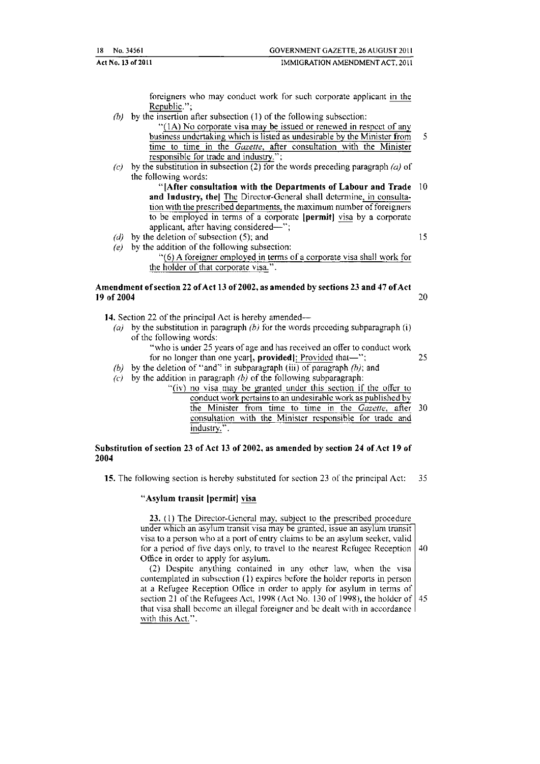foreigners who may conduct work for such corporate applicant in the Republic.";

(b) by the insertion after subsection (1) of the following subsection:

"(1A) No corporate visa may be issued or renewed in respect of any business undertaking which is listed as undesirable by the Minister from time to time in the *Gazette*, after consultation with the Minister responsible for trade and industry.";

(c) by the substitution in subsection (2) for the words preceding paragraph *(a)* of the following words:

"**[After consultation with the Departments of Labour and Trade and Industry, the]** The Director-General shall determine, in consultation with the prescribed departments, the maximum number of foreigners to be employed in terms of a corporate **[permit]** visa by a corporate applicant, after having considered—";

(d) by the deletion of subsection (5); and

(e) by the addition of the following subsection:

"(6) A foreigner employed in terms of a corporate visa shall work for the holder of that corporate visa.".

**Amendment of section 22 of Act 13 of 2002, as amended by sections 23 and 47 of Act 19 of 2004**

**14.** Section 22 of the principal Act is hereby amended—

(a) by the substitution in paragraph *(b)* for the words preceding subparagraph (i) of the following words:

"who is under 25 years of age and has received an offer to conduct work for no longer than one year**[, provided]**: Provided that—";

(b) by the deletion of "and" in subparagraph (iii) of paragraph *(b)*; and

(c) by the addition in paragraph *(b)* of the following subparagraph:

"(iv) no visa may be granted under this section if the offer to conduct work pertains to an undesirable work as published by the Minister from time to time in the *Gazette*, after consultation with the Minister responsible for trade and industry.".

**Substitution of section 23 of Act 13 of 2002, as amended by section 24 of Act 19 of 2004**

**15.** The following section is hereby substituted for section 23 of the principal Act:

**"Asylum transit [permit] visa**

**23.** (1) The Director-General may, subject to the prescribed procedure under which an asylum transit visa may be granted, issue an asylum transit visa to a person who at a port of entry claims to be an asylum seeker, valid for a period of five days only, to travel to the nearest Refugee Reception Office in order to apply for asylum.

(2) Despite anything contained in any other law, when the visa contemplated in subsection (1) expires before the holder reports in person at a Refugee Reception Office in order to apply for asylum in terms of section 21 of the Refugees Act, 1998 (Act No. 130 of 1998), the holder of that visa shall become an illegal foreigner and be dealt with in accordance with this Act.".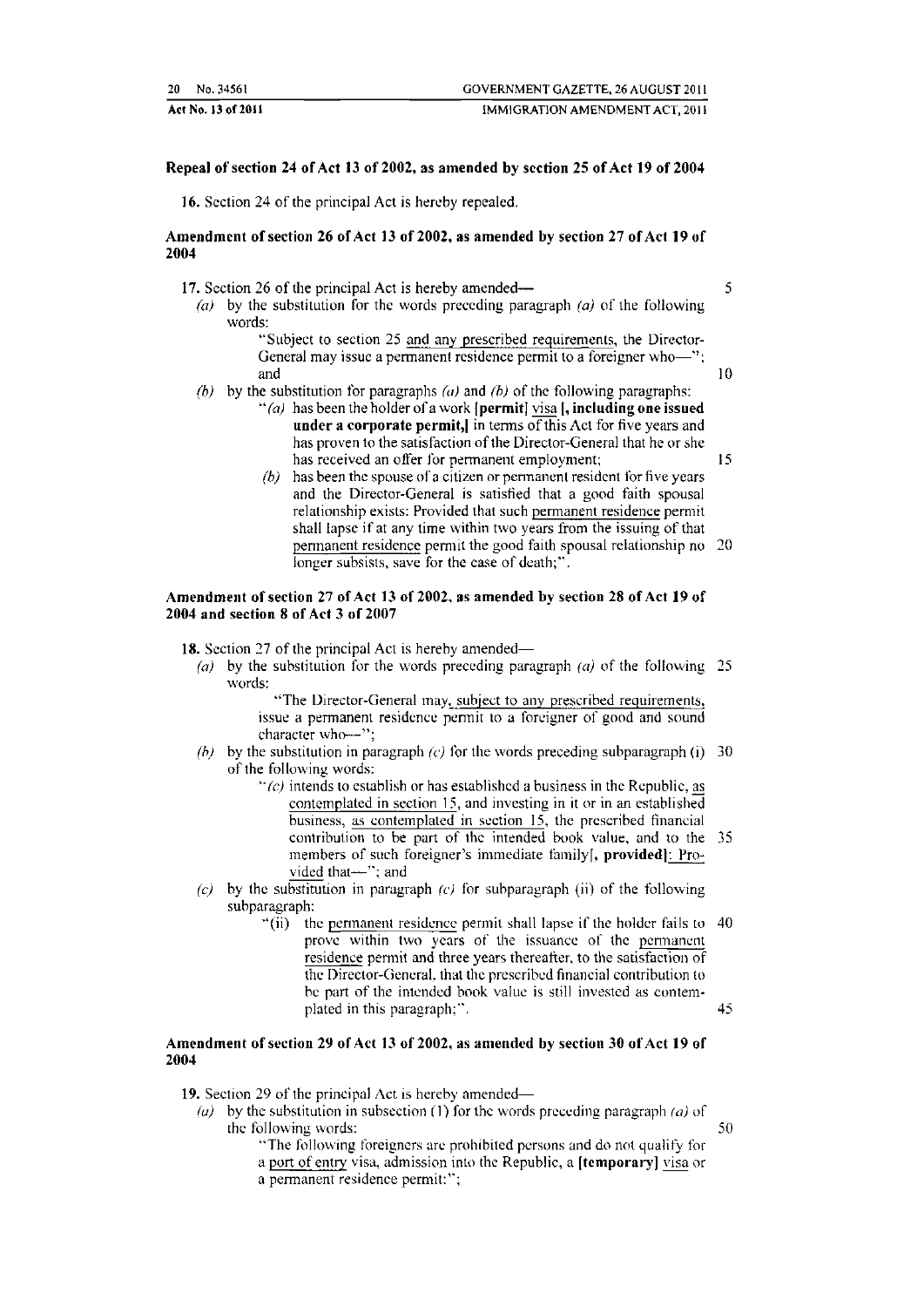**Repeal of section 24 of Act 13 of 2002, as amended by section 25 of Act 19 of 2004**

**16.** Section 24 of the principal Act is hereby repealed.

**Amendment of section 26 of Act 13 of 2002, as amended by section 27 of Act 19 of 2004**

**17.** Section 26 of the principal Act is hereby amended—

*(a)* by the substitution for the words preceding paragraph *(a)* of the following words:

"Subject to section 25 and any prescribed requirements, the Director-General may issue a permanent residence permit to a foreigner who—"; and

*(b)* by the substitution for paragraphs *(a)* and *(b)* of the following paragraphs:

"*(a)* has been the holder of a work **[permit]** visa **[, including one issued under a corporate permit,]** in terms of this Act for five years and has proven to the satisfaction of the Director-General that he or she has received an offer for permanent employment;

*(b)* has been the spouse of a citizen or permanent resident for five years and the Director-General is satisfied that a good faith spousal relationship exists: Provided that such permanent residence permit shall lapse if at any time within two years from the issuing of that permanent residence permit the good faith spousal relationship no longer subsists, save for the case of death;".

**Amendment of section 27 of Act 13 of 2002, as amended by section 28 of Act 19 of 2004 and section 8 of Act 3 of 2007**

**18.** Section 27 of the principal Act is hereby amended—

*(a)* by the substitution for the words preceding paragraph *(a)* of the following words:

"The Director-General may, subject to any prescribed requirements, issue a permanent residence permit to a foreigner of good and sound character who—";

*(b)* by the substitution in paragraph *(c)* for the words preceding subparagraph (i) of the following words:

"*(c)* intends to establish or has established a business in the Republic, as contemplated in section 15, and investing in it or in an established business, as contemplated in section 15, the prescribed financial contribution to be part of the intended book value, and to the members of such foreigner's immediate family**[, provided]**: Provided that—"; and

*(c)* by the substitution in paragraph *(c)* for subparagraph (ii) of the following subparagraph:

"(ii) the permanent residence permit shall lapse if the holder fails to prove within two years of the issuance of the permanent residence permit and three years thereafter, to the satisfaction of the Director-General, that the prescribed financial contribution to be part of the intended book value is still invested as contemplated in this paragraph;".

**Amendment of section 29 of Act 13 of 2002, as amended by section 30 of Act 19 of 2004**

**19.** Section 29 of the principal Act is hereby amended—

*(a)* by the substitution in subsection (1) for the words preceding paragraph *(a)* of the following words:

"The following foreigners are prohibited persons and do not qualify for a port of entry visa, admission into the Republic, a **[temporary]** visa or a permanent residence permit:";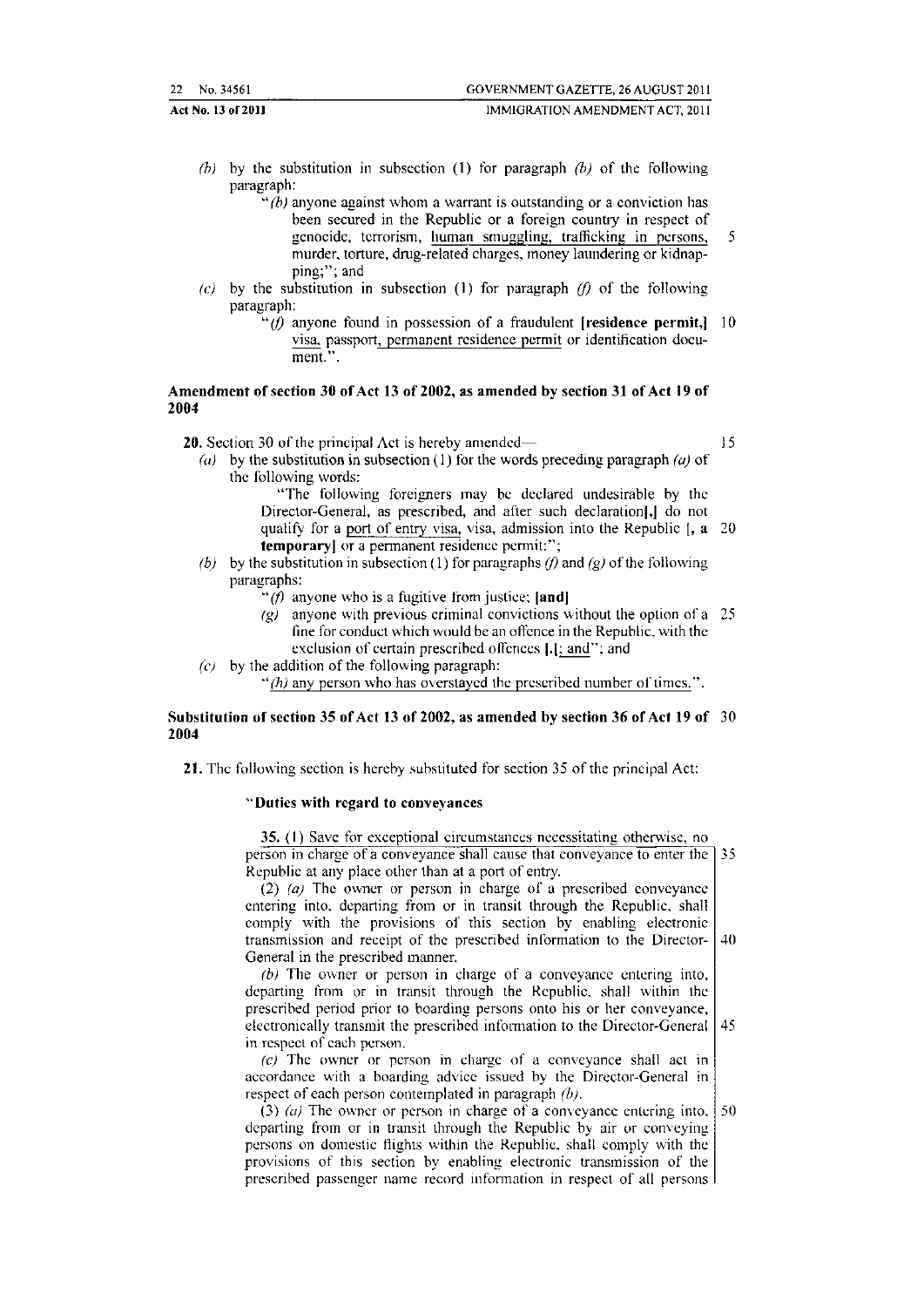(b) by the substitution in subsection (1) for paragraph *(b)* of the following paragraph:

"*(b)* anyone against whom a warrant is outstanding or a conviction has been secured in the Republic or a foreign country in respect of genocide, terrorism, human smuggling, trafficking in persons, murder, torture, drug-related charges, money laundering or kidnapping;"; and

(c) by the substitution in subsection (1) for paragraph *(f)* of the following paragraph:

"*(f)* anyone found in possession of a fraudulent **[residence permit,]** visa, passport, permanent residence permit or identification document.".

### Amendment of section 30 of Act 13 of 2002, as amended by section 31 of Act 19 of 2004

**20.** Section 30 of the principal Act is hereby amended—

*(a)* by the substitution in subsection (1) for the words preceding paragraph *(a)* of the following words:

"The following foreigners may be declared undesirable by the Director-General, as prescribed, and after such declaration**[,]** do not qualify for a port of entry visa, visa, admission into the Republic **[, a temporary]** or a permanent residence permit:";

*(b)* by the substitution in subsection (1) for paragraphs *(f)* and *(g)* of the following paragraphs:

"*(f)* anyone who is a fugitive from justice; **[and]**

*(g)* anyone with previous criminal convictions without the option of a fine for conduct which would be an offence in the Republic, with the exclusion of certain prescribed offences **[.]**; and"; and

*(c)* by the addition of the following paragraph:

"*(h)* any person who has overstayed the prescribed number of times.".

### Substitution of section 35 of Act 13 of 2002, as amended by section 36 of Act 19 of 2004

**21.** The following section is hereby substituted for section 35 of the principal Act:

**"Duties with regard to conveyances**

**35.** (1) Save for exceptional circumstances necessitating otherwise, no person in charge of a conveyance shall cause that conveyance to enter the Republic at any place other than at a port of entry.

(2) *(a)* The owner or person in charge of a prescribed conveyance entering into, departing from or in transit through the Republic, shall comply with the provisions of this section by enabling electronic transmission and receipt of the prescribed information to the Director-General in the prescribed manner.

*(b)* The owner or person in charge of a conveyance entering into, departing from or in transit through the Republic, shall within the prescribed period prior to boarding persons onto his or her conveyance, electronically transmit the prescribed information to the Director-General in respect of each person.

*(c)* The owner or person in charge of a conveyance shall act in accordance with a boarding advice issued by the Director-General in respect of each person contemplated in paragraph *(b)*.

(3) *(a)* The owner or person in charge of a conveyance entering into, departing from or in transit through the Republic by air or conveying persons on domestic flights within the Republic, shall comply with the provisions of this section by enabling electronic transmission of the prescribed passenger name record information in respect of all persons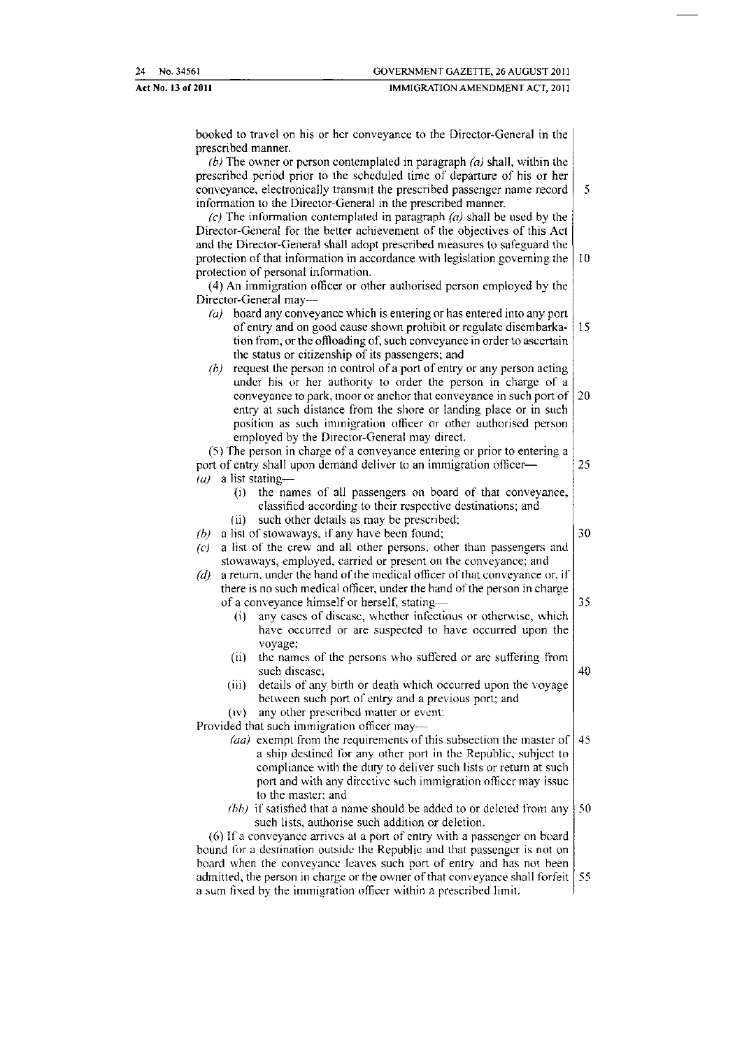booked to travel on his or her conveyance to the Director-General in the prescribed manner.

*(b)* The owner or person contemplated in paragraph *(a)* shall, within the prescribed period prior to the scheduled time of departure of his or her conveyance, electronically transmit the prescribed passenger name record information to the Director-General in the prescribed manner.

*(c)* The information contemplated in paragraph *(a)* shall be used by the Director-General for the better achievement of the objectives of this Act and the Director-General shall adopt prescribed measures to safeguard the protection of that information in accordance with legislation governing the protection of personal information.

(4) An immigration officer or other authorised person employed by the Director-General may—

*(a)* board any conveyance which is entering or has entered into any port of entry and on good cause shown prohibit or regulate disembarkation from, or the offloading of, such conveyance in order to ascertain the status or citizenship of its passengers; and

*(b)* request the person in control of a port of entry or any person acting under his or her authority to order the person in charge of a conveyance to park, moor or anchor that conveyance in such port of entry at such distance from the shore or landing place or in such position as such immigration officer or other authorised person employed by the Director-General may direct.

(5) The person in charge of a conveyance entering or prior to entering a port of entry shall upon demand deliver to an immigration officer—

*(a)* a list stating—

(i) the names of all passengers on board of that conveyance, classified according to their respective destinations; and

(ii) such other details as may be prescribed;

*(b)* a list of stowaways, if any have been found;

*(c)* a list of the crew and all other persons, other than passengers and stowaways, employed, carried or present on the conveyance; and

*(d)* a return, under the hand of the medical officer of that conveyance or, if there is no such medical officer, under the hand of the person in charge of a conveyance himself or herself, stating—

(i) any cases of disease, whether infectious or otherwise, which have occurred or are suspected to have occurred upon the voyage;

(ii) the names of the persons who suffered or are suffering from such disease;

(iii) details of any birth or death which occurred upon the voyage between such port of entry and a previous port; and

(iv) any other prescribed matter or event:

Provided that such immigration officer may—

*(aa)* exempt from the requirements of this subsection the master of a ship destined for any other port in the Republic, subject to compliance with the duty to deliver such lists or return at such port and with any directive such immigration officer may issue to the master; and

*(bb)* if satisfied that a name should be added to or deleted from any such lists, authorise such addition or deletion.

(6) If a conveyance arrives at a port of entry with a passenger on board bound for a destination outside the Republic and that passenger is not on board when the conveyance leaves such port of entry and has not been admitted, the person in charge or the owner of that conveyance shall forfeit a sum fixed by the immigration officer within a prescribed limit.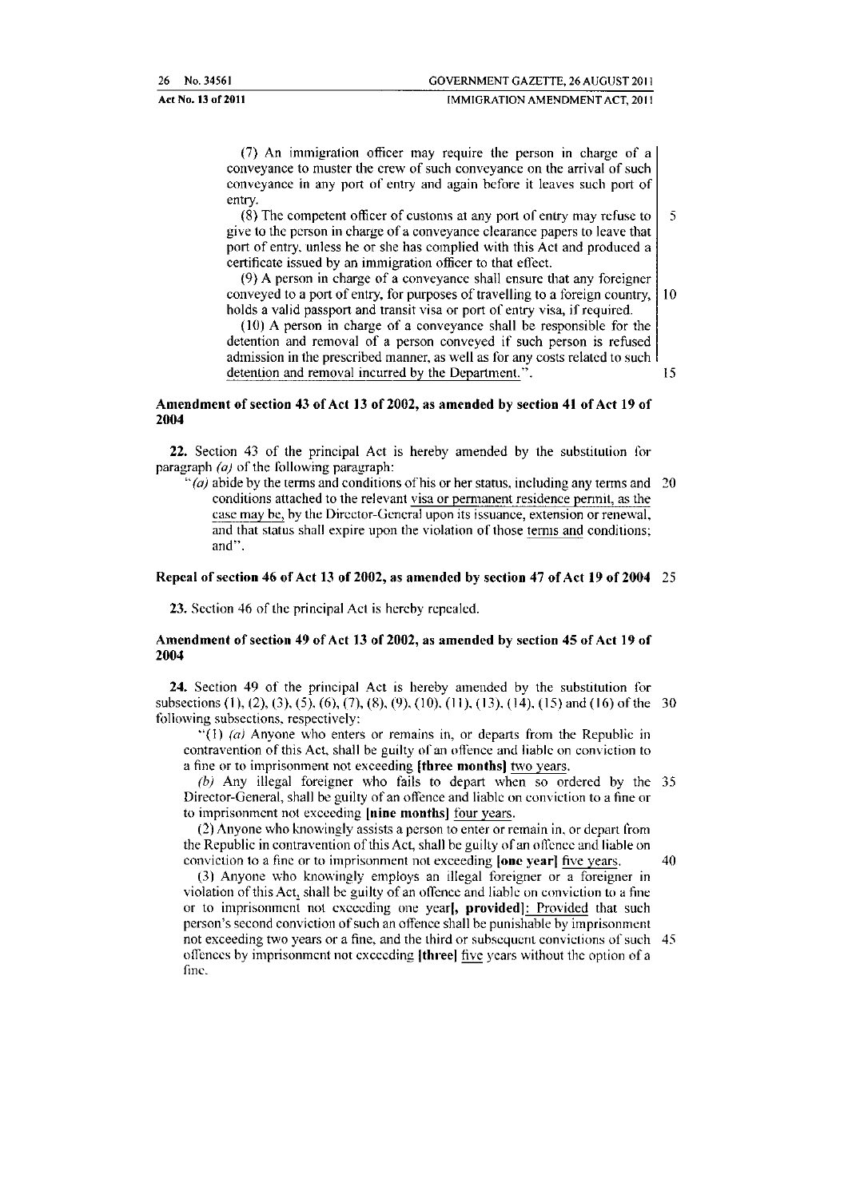(7) An immigration officer may require the person in charge of a conveyance to muster the crew of such conveyance on the arrival of such conveyance in any port of entry and again before it leaves such port of entry.

(8) The competent officer of customs at any port of entry may refuse to give to the person in charge of a conveyance clearance papers to leave that port of entry, unless he or she has complied with this Act and produced a certificate issued by an immigration officer to that effect.

(9) A person in charge of a conveyance shall ensure that any foreigner conveyed to a port of entry, for purposes of travelling to a foreign country, holds a valid passport and transit visa or port of entry visa, if required.

(10) A person in charge of a conveyance shall be responsible for the detention and removal of a person conveyed if such person is refused admission in the prescribed manner, as well as for any costs related to such detention and removal incurred by the Department.".

**Amendment of section 43 of Act 13 of 2002, as amended by section 41 of Act 19 of 2004**

**22.** Section 43 of the principal Act is hereby amended by the substitution for paragraph *(a)* of the following paragraph:

"*(a)* abide by the terms and conditions of his or her status, including any terms and conditions attached to the relevant visa or permanent residence permit, as the case may be, by the Director-General upon its issuance, extension or renewal, and that status shall expire upon the violation of those terms and conditions; and".

**Repeal of section 46 of Act 13 of 2002, as amended by section 47 of Act 19 of 2004**

**23.** Section 46 of the principal Act is hereby repealed.

**Amendment of section 49 of Act 13 of 2002, as amended by section 45 of Act 19 of 2004**

**24.** Section 49 of the principal Act is hereby amended by the substitution for subsections (1), (2), (3), (5), (6), (7), (8), (9), (10), (11), (13), (14), (15) and (16) of the following subsections, respectively:

"(1) *(a)* Anyone who enters or remains in, or departs from the Republic in contravention of this Act, shall be guilty of an offence and liable on conviction to a fine or to imprisonment not exceeding **[three months]** two years.

*(b)* Any illegal foreigner who fails to depart when so ordered by the Director-General, shall be guilty of an offence and liable on conviction to a fine or to imprisonment not exceeding **[nine months]** four years.

(2) Anyone who knowingly assists a person to enter or remain in, or depart from the Republic in contravention of this Act, shall be guilty of an offence and liable on conviction to a fine or to imprisonment not exceeding **[one year]** five years.

(3) Anyone who knowingly employs an illegal foreigner or a foreigner in violation of this Act, shall be guilty of an offence and liable on conviction to a fine or to imprisonment not exceeding one year**[, provided]**: Provided that such person's second conviction of such an offence shall be punishable by imprisonment not exceeding two years or a fine, and the third or subsequent convictions of such offences by imprisonment not exceeding **[three]** five years without the option of a fine.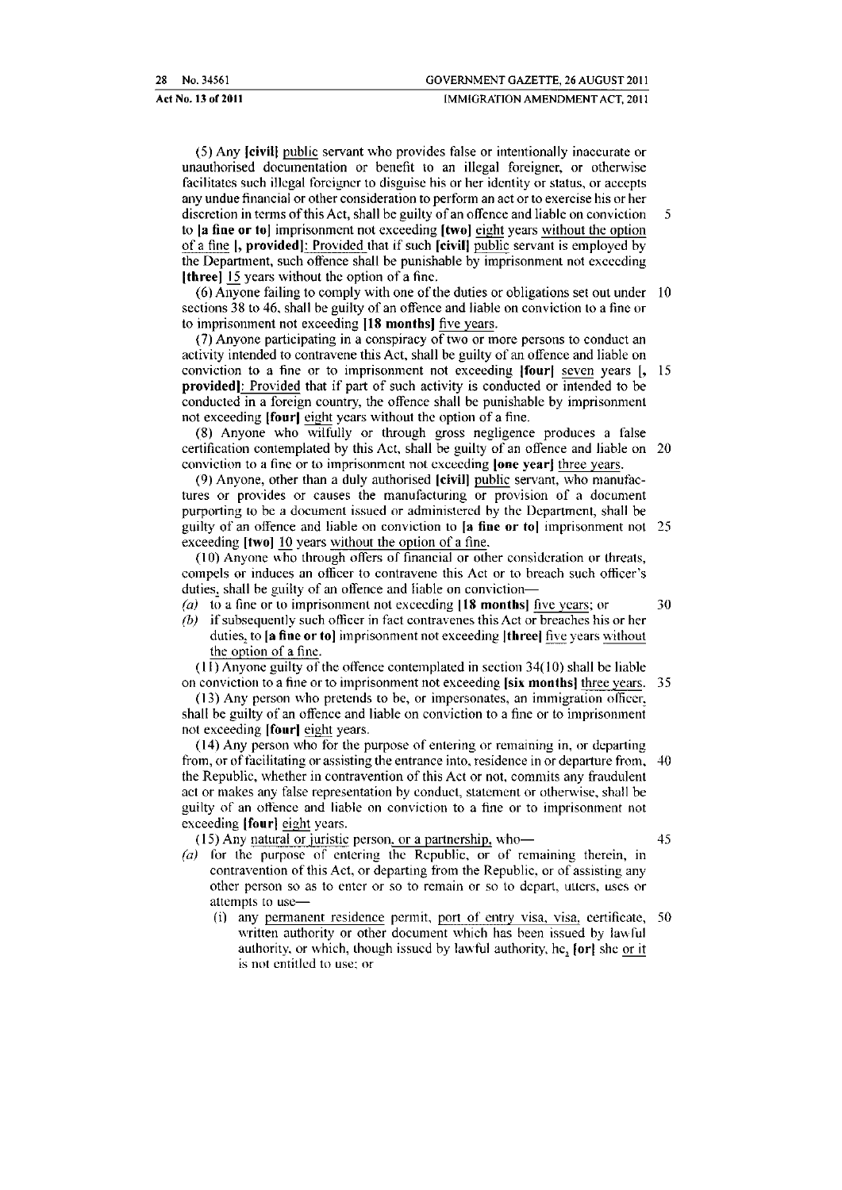(5) Any **[civil]** public servant who provides false or intentionally inaccurate or unauthorised documentation or benefit to an illegal foreigner, or otherwise facilitates such illegal foreigner to disguise his or her identity or status, or accepts any undue financial or other consideration to perform an act or to exercise his or her discretion in terms of this Act, shall be guilty of an offence and liable on conviction to **[a fine or to]** imprisonment not exceeding **[two]** eight years without the option of a fine **[, provided]**: Provided that if such **[civil]** public servant is employed by the Department, such offence shall be punishable by imprisonment not exceeding **[three]** 15 years without the option of a fine.

(6) Anyone failing to comply with one of the duties or obligations set out under sections 38 to 46, shall be guilty of an offence and liable on conviction to a fine or to imprisonment not exceeding **[18 months]** five years.

(7) Anyone participating in a conspiracy of two or more persons to conduct an activity intended to contravene this Act, shall be guilty of an offence and liable on conviction to a fine or to imprisonment not exceeding **[four]** seven years **[, provided]**: Provided that if part of such activity is conducted or intended to be conducted in a foreign country, the offence shall be punishable by imprisonment not exceeding **[four]** eight years without the option of a fine.

(8) Anyone who wilfully or through gross negligence produces a false certification contemplated by this Act, shall be guilty of an offence and liable on conviction to a fine or to imprisonment not exceeding **[one year]** three years.

(9) Anyone, other than a duly authorised **[civil]** public servant, who manufactures or provides or causes the manufacturing or provision of a document purporting to be a document issued or administered by the Department, shall be guilty of an offence and liable on conviction to **[a fine or to]** imprisonment not exceeding **[two]** 10 years without the option of a fine.

(10) Anyone who through offers of financial or other consideration or threats, compels or induces an officer to contravene this Act or to breach such officer's duties, shall be guilty of an offence and liable on conviction—

*(a)* to a fine or to imprisonment not exceeding **[18 months]** five years; or

*(b)* if subsequently such officer in fact contravenes this Act or breaches his or her duties, to **[a fine or to]** imprisonment not exceeding **[three]** five years without the option of a fine.

(11) Anyone guilty of the offence contemplated in section 34(10) shall be liable on conviction to a fine or to imprisonment not exceeding **[six months]** three years.

(13) Any person who pretends to be, or impersonates, an immigration officer, shall be guilty of an offence and liable on conviction to a fine or to imprisonment not exceeding **[four]** eight years.

(14) Any person who for the purpose of entering or remaining in, or departing from, or of facilitating or assisting the entrance into, residence in or departure from, the Republic, whether in contravention of this Act or not, commits any fraudulent act or makes any false representation by conduct, statement or otherwise, shall be guilty of an offence and liable on conviction to a fine or to imprisonment not exceeding **[four]** eight years.

(15) Any natural or juristic person, or a partnership, who—

*(a)* for the purpose of entering the Republic, or of remaining therein, in contravention of this Act, or departing from the Republic, or of assisting any other person so as to enter or so to remain or so to depart, utters, uses or attempts to use—

(i) any permanent residence permit, port of entry visa, visa, certificate, written authority or other document which has been issued by lawful authority, or which, though issued by lawful authority, he, **[or]** she or it is not entitled to use; or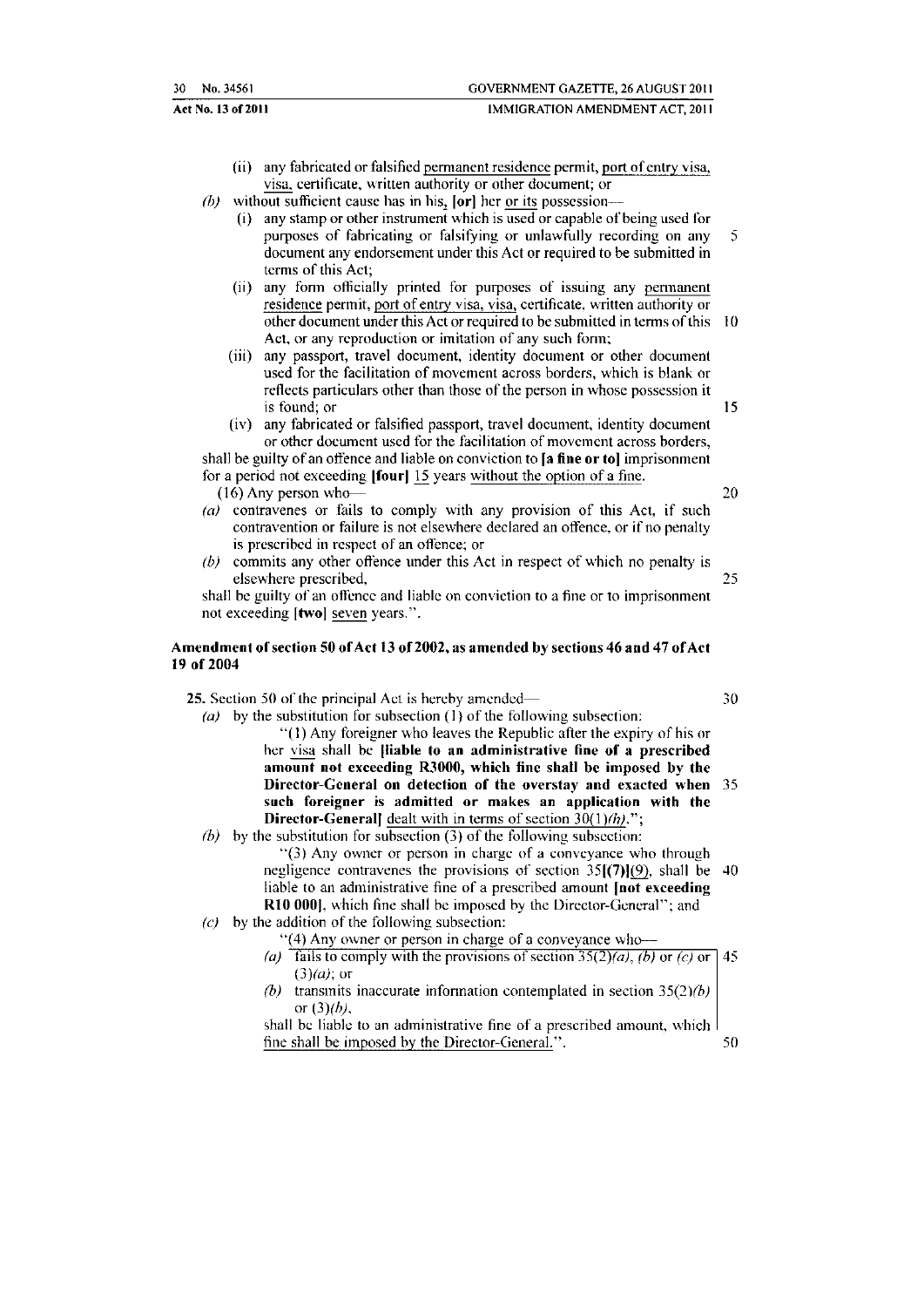(ii) any fabricated or falsified permanent residence permit, port of entry visa, visa, certificate, written authority or other document; or

*(b)* without sufficient cause has in his, **[or]** her or its possession—

(i) any stamp or other instrument which is used or capable of being used for purposes of fabricating or falsifying or unlawfully recording on any document any endorsement under this Act or required to be submitted in terms of this Act;

(ii) any form officially printed for purposes of issuing any permanent residence permit, port of entry visa, visa, certificate, written authority or other document under this Act or required to be submitted in terms of this Act, or any reproduction or imitation of any such form;

(iii) any passport, travel document, identity document or other document used for the facilitation of movement across borders, which is blank or reflects particulars other than those of the person in whose possession it is found; or

(iv) any fabricated or falsified passport, travel document, identity document or other document used for the facilitation of movement across borders,

shall be guilty of an offence and liable on conviction to **[a fine or to]** imprisonment for a period not exceeding **[four]** 15 years without the option of a fine.

(16) Any person who—

*(a)* contravenes or fails to comply with any provision of this Act, if such contravention or failure is not elsewhere declared an offence, or if no penalty is prescribed in respect of an offence; or

*(b)* commits any other offence under this Act in respect of which no penalty is elsewhere prescribed,

shall be guilty of an offence and liable on conviction to a fine or to imprisonment not exceeding **[two]** seven years.".

### Amendment of section 50 of Act 13 of 2002, as amended by sections 46 and 47 of Act 19 of 2004

**25.** Section 50 of the principal Act is hereby amended—

*(a)* by the substitution for subsection (1) of the following subsection:

"(1) Any foreigner who leaves the Republic after the expiry of his or her visa shall be **[liable to an administrative fine of a prescribed amount not exceeding R3000, which fine shall be imposed by the Director-General on detection of the overstay and exacted when such foreigner is admitted or makes an application with the Director-General]** dealt with in terms of section 30(1)*(h)*.";

*(b)* by the substitution for subsection (3) of the following subsection:

"(3) Any owner or person in charge of a conveyance who through negligence contravenes the provisions of section 35**[(7)]**(9), shall be liable to an administrative fine of a prescribed amount **[not exceeding R10 000]**, which fine shall be imposed by the Director-General"; and

*(c)* by the addition of the following subsection:

"(4) Any owner or person in charge of a conveyance who—

*(a)* fails to comply with the provisions of section 35(2)*(a)*, *(b)* or *(c)* or (3)*(a)*; or

*(b)* transmits inaccurate information contemplated in section 35(2)*(b)* or (3)*(b)*,

shall be liable to an administrative fine of a prescribed amount, which fine shall be imposed by the Director-General.".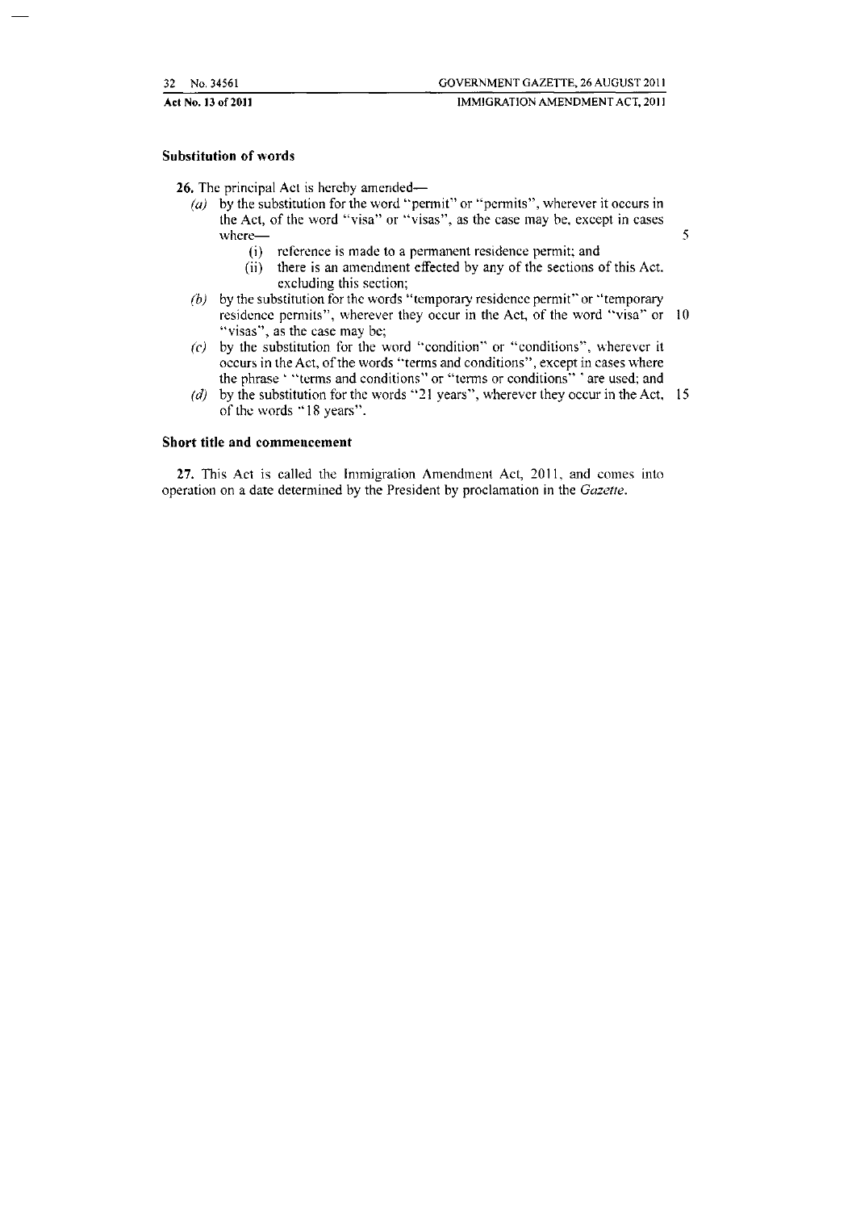### Substitution of words

**26.** The principal Act is hereby amended—

*(a)* by the substitution for the word "permit" or "permits", wherever it occurs in the Act, of the word "visa" or "visas", as the case may be, except in cases where—

(i) reference is made to a permanent residence permit; and

(ii) there is an amendment effected by any of the sections of this Act, excluding this section;

*(b)* by the substitution for the words "temporary residence permit" or "temporary residence permits", wherever they occur in the Act, of the word "visa" or "visas", as the case may be;

*(c)* by the substitution for the word "condition" or "conditions", wherever it occurs in the Act, of the words "terms and conditions", except in cases where the phrase ' "terms and conditions" or "terms or conditions" ' are used; and

*(d)* by the substitution for the words "21 years", wherever they occur in the Act, of the words "18 years".

### Short title and commencement

**27.** This Act is called the Immigration Amendment Act, 2011, and comes into operation on a date determined by the President by proclamation in the *Gazette*.